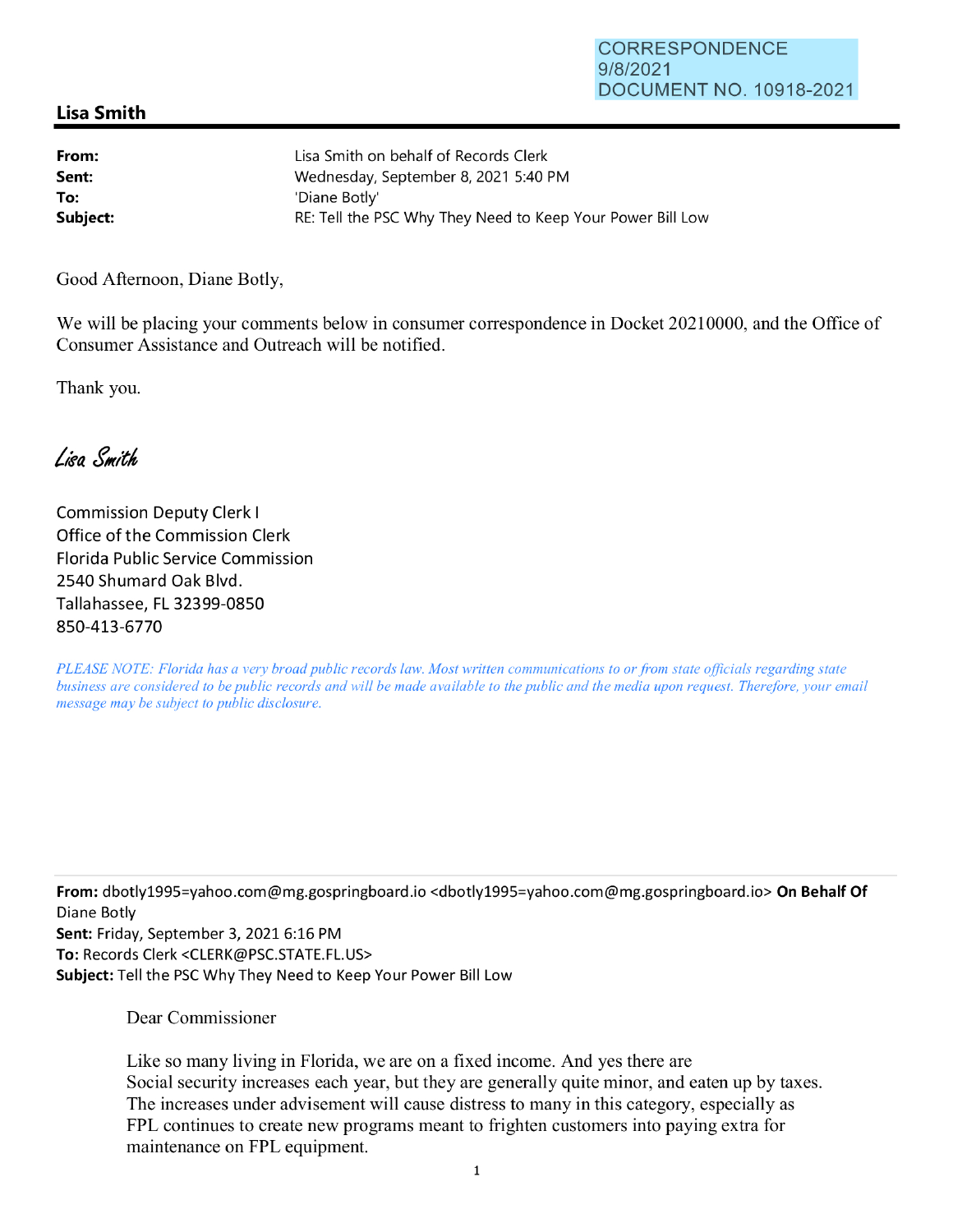CORRESPONDENCE
9/8/2021
DOCUMENT NO. 10918-2021

## Lisa Smith

**From:** Lisa Smith on behalf of Records Clerk
**Sent:** Wednesday, September 8, 2021 5:40 PM
**To:** 'Diane Botly'
**Subject:** RE: Tell the PSC Why They Need to Keep Your Power Bill Low

Good Afternoon, Diane Botly,

We will be placing your comments below in consumer correspondence in Docket 20210000, and the Office of Consumer Assistance and Outreach will be notified.

Thank you.

*Lisa Smith*

Commission Deputy Clerk I
Office of the Commission Clerk
Florida Public Service Commission
2540 Shumard Oak Blvd.
Tallahassee, FL 32399-0850
850-413-6770

*PLEASE NOTE: Florida has a very broad public records law. Most written communications to or from state officials regarding state business are considered to be public records and will be made available to the public and the media upon request. Therefore, your email message may be subject to public disclosure.*

---

**From:** dbotly1995=yahoo.com@mg.gospringboard.io <dbotly1995=yahoo.com@mg.gospringboard.io> **On Behalf Of** Diane Botly
**Sent:** Friday, September 3, 2021 6:16 PM
**To:** Records Clerk <CLERK@PSC.STATE.FL.US>
**Subject:** Tell the PSC Why They Need to Keep Your Power Bill Low

Dear Commissioner

Like so many living in Florida, we are on a fixed income. And yes there are Social security increases each year, but they are generally quite minor, and eaten up by taxes. The increases under advisement will cause distress to many in this category, especially as FPL continues to create new programs meant to frighten customers into paying extra for maintenance on FPL equipment.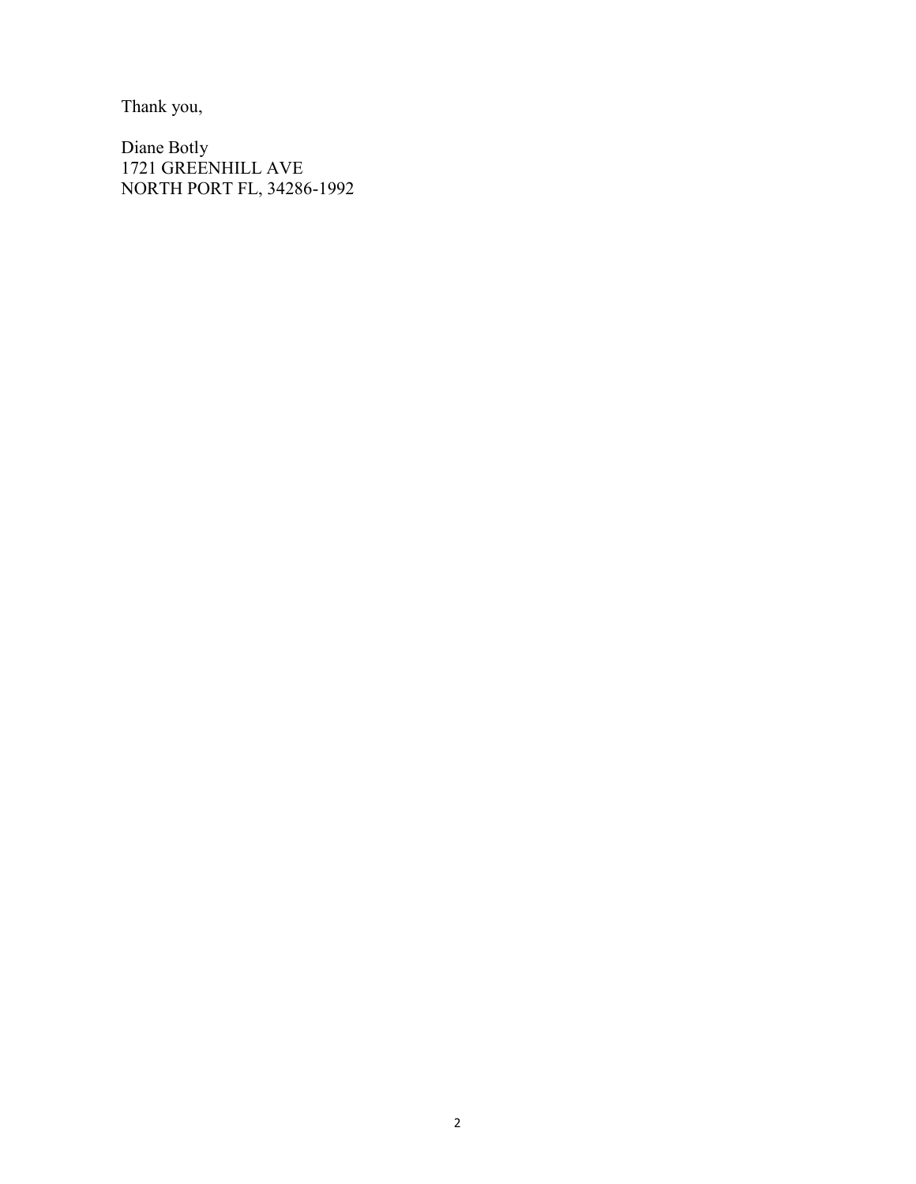Thank you,

Diane Botly
1721 GREENHILL AVE
NORTH PORT FL, 34286-1992